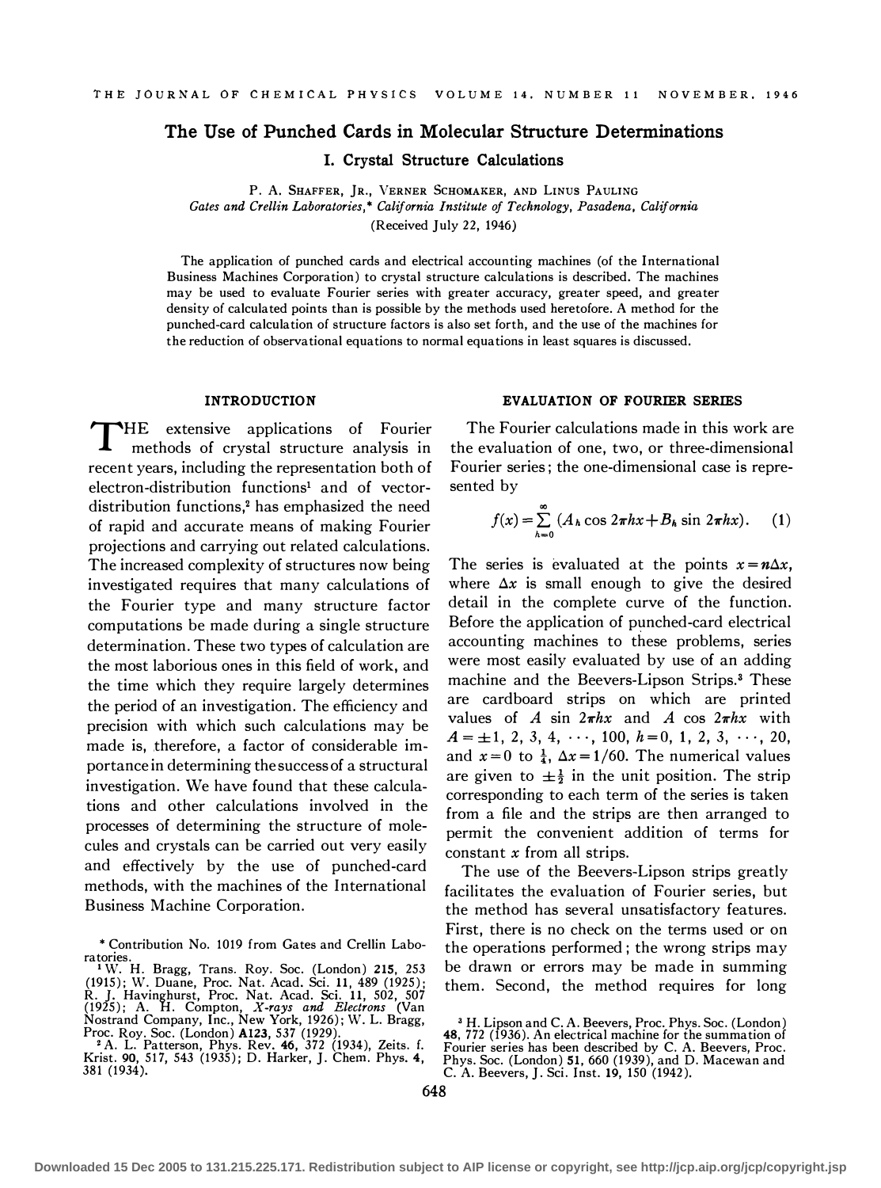# The Use of Punched Cards in Molecular Structure Determinations

## I. Crystal Structure Calculations

P. A. Shaffer, Jr., Verner Schomaker, and Linus Pauling

*Gates and Crellin Laboratories,\* California Institute of Technology, Pasadena, California*

(Received July 22, 1946)

The application of punched cards and electrical accounting machines (of the International Business Machines Corporation) to crystal structure calculations is described. The machines may be used to evaluate Fourier series with greater accuracy, greater speed, and greater density of calculated points than is possible by the methods used heretofore. A method for the punched-card calculation of structure factors is also set forth, and the use of the machines for the reduction of observational equations to normal equations in least squares is discussed.

### INTRODUCTION

The extensive applications of Fourier methods of crystal structure analysis in recent years, including the representation both of electron-distribution functions[1] and of vector-distribution functions,[2] has emphasized the need of rapid and accurate means of making Fourier projections and carrying out related calculations. The increased complexity of structures now being investigated requires that many calculations of the Fourier type and many structure factor computations be made during a single structure determination. These two types of calculation are the most laborious ones in this field of work, and the time which they require largely determines the period of an investigation. The efficiency and precision with which such calculations may be made is, therefore, a factor of considerable importance in determining the success of a structural investigation. We have found that these calculations and other calculations involved in the processes of determining the structure of molecules and crystals can be carried out very easily and effectively by the use of punched-card methods, with the machines of the International Business Machine Corporation.

### EVALUATION OF FOURIER SERIES

The Fourier calculations made in this work are the evaluation of one, two, or three-dimensional Fourier series; the one-dimensional case is represented by

$$f(x)=\sum_{h=0}^{\infty}(A_h\cos 2\pi hx+B_h\sin 2\pi hx). \quad (1)$$

The series is evaluated at the points $x=n\Delta x$, where $\Delta x$ is small enough to give the desired detail in the complete curve of the function. Before the application of punched-card electrical accounting machines to these problems, series were most easily evaluated by use of an adding machine and the Beevers-Lipson Strips.[3] These are cardboard strips on which are printed values of $A\sin 2\pi hx$ and $A\cos 2\pi hx$ with $A=\pm 1, 2, 3, 4, \cdots, 100$, $h=0, 1, 2, 3, \cdots, 20$, and $x=0$ to $\frac{1}{4}$, $\Delta x=1/60$. The numerical values are given to $\pm\frac{1}{2}$ in the unit position. The strip corresponding to each term of the series is taken from a file and the strips are then arranged to permit the convenient addition of terms for constant $x$ from all strips.

The use of the Beevers-Lipson strips greatly facilitates the evaluation of Fourier series, but the method has several unsatisfactory features. First, there is no check on the terms used or on the operations performed; the wrong strips may be drawn or errors may be made in summing them. Second, the method requires for long

---

\* Contribution No. 1019 from Gates and Crellin Laboratories.

[1] W. H. Bragg, Trans. Roy. Soc. (London) **215**, 253 (1915); W. Duane, Proc. Nat. Acad. Sci. **11**, 489 (1925); R. J. Havinghurst, Proc. Nat. Acad. Sci. **11**, 502, 507 (1925); A. H. Compton, *X-rays and Electrons* (Van Nostrand Company, Inc., New York, 1926); W. L. Bragg, Proc. Roy. Soc. (London) **A123**, 537 (1929).

[2] A. L. Patterson, Phys. Rev. **46**, 372 (1934), Zeits. f. Krist. **90**, 517, 543 (1935); D. Harker, J. Chem. Phys. **4**, 381 (1934).

[3] H. Lipson and C. A. Beevers, Proc. Phys. Soc. (London) **48**, 772 (1936). An electrical machine for the summation of Fourier series has been described by C. A. Beevers, Proc. Phys. Soc. (London) **51**, 660 (1939), and D. Macewan and C. A. Beevers, J. Sci. Inst. **19**, 150 (1942).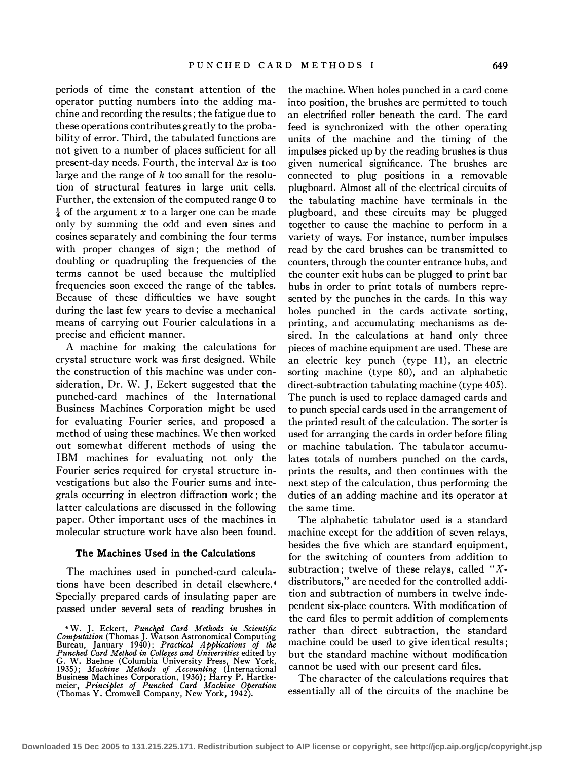periods of time the constant attention of the operator putting numbers into the adding machine and recording the results; the fatigue due to these operations contributes greatly to the probability of error. Third, the tabulated functions are not given to a number of places sufficient for all present-day needs. Fourth, the interval $\Delta x$ is too large and the range of $h$ too small for the resolution of structural features in large unit cells. Further, the extension of the computed range 0 to $\frac{1}{4}$ of the argument $x$ to a larger one can be made only by summing the odd and even sines and cosines separately and combining the four terms with proper changes of sign; the method of doubling or quadrupling the frequencies of the terms cannot be used because the multiplied frequencies soon exceed the range of the tables. Because of these difficulties we have sought during the last few years to devise a mechanical means of carrying out Fourier calculations in a precise and efficient manner.

A machine for making the calculations for crystal structure work was first designed. While the construction of this machine was under consideration, Dr. W. J. Eckert suggested that the punched-card machines of the International Business Machines Corporation might be used for evaluating Fourier series, and proposed a method of using these machines. We then worked out somewhat different methods of using the IBM machines for evaluating not only the Fourier series required for crystal structure investigations but also the Fourier sums and integrals occurring in electron diffraction work; the latter calculations are discussed in the following paper. Other important uses of the machines in molecular structure work have also been found.

### The Machines Used in the Calculations

The machines used in punched-card calculations have been described in detail elsewhere.[4] Specially prepared cards of insulating paper are passed under several sets of reading brushes in the machine. When holes punched in a card come into position, the brushes are permitted to touch an electrified roller beneath the card. The card feed is synchronized with the other operating units of the machine and the timing of the impulses picked up by the reading brushes is thus given numerical significance. The brushes are connected to plug positions in a removable plugboard. Almost all of the electrical circuits of the tabulating machine have terminals in the plugboard, and these circuits may be plugged together to cause the machine to perform in a variety of ways. For instance, number impulses read by the card brushes can be transmitted to counters, through the counter entrance hubs, and the counter exit hubs can be plugged to print bar hubs in order to print totals of numbers represented by the punches in the cards. In this way holes punched in the cards activate sorting, printing, and accumulating mechanisms as desired. In the calculations at hand only three pieces of machine equipment are used. These are an electric key punch (type 11), an electric sorting machine (type 80), and an alphabetic direct-subtraction tabulating machine (type 405). The punch is used to replace damaged cards and to punch special cards used in the arrangement of the printed result of the calculation. The sorter is used for arranging the cards in order before filing or machine tabulation. The tabulator accumulates totals of numbers punched on the cards, prints the results, and then continues with the next step of the calculation, thus performing the duties of an adding machine and its operator at the same time.

The alphabetic tabulator used is a standard machine except for the addition of seven relays, besides the five which are standard equipment, for the switching of counters from addition to subtraction; twelve of these relays, called "$X$-distributors," are needed for the controlled addition and subtraction of numbers in twelve independent six-place counters. With modification of the card files to permit addition of complements rather than direct subtraction, the standard machine could be used to give identical results; but the standard machine without modification cannot be used with our present card files.

The character of the calculations requires that essentially all of the circuits of the machine be

[4] W. J. Eckert, *Punched Card Methods in Scientific Computation* (Thomas J. Watson Astronomical Computing Bureau, January 1940); *Practical Applications of the Punched Card Method in Colleges and Universities* edited by G. W. Baehne (Columbia University Press, New York, 1935); *Machine Methods of Accounting* (International Business Machines Corporation, 1936); Harry P. Hartkemeier, *Principles of Punched Card Machine Operation* (Thomas Y. Cromwell Company, New York, 1942).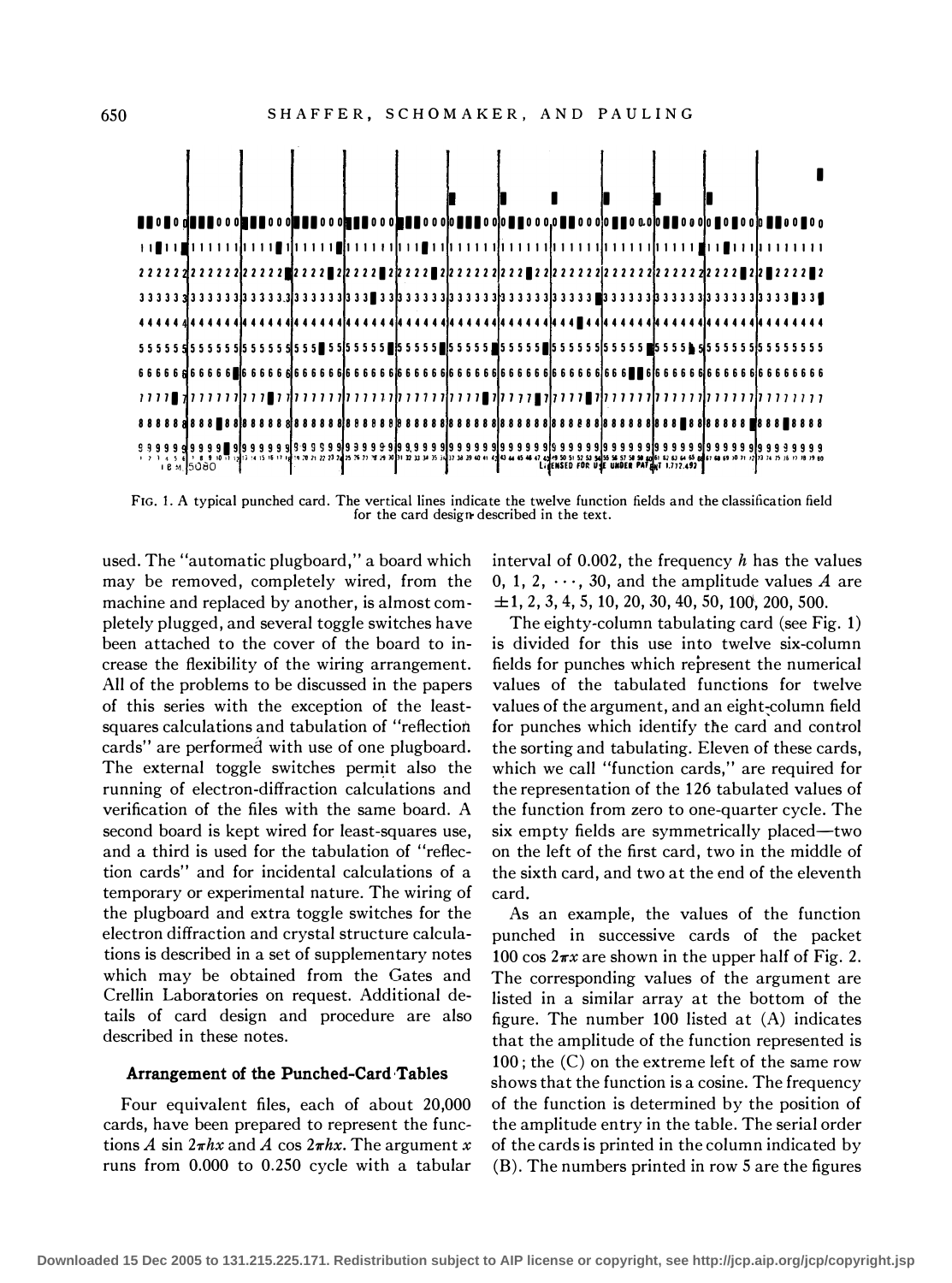FIG. 1. A typical punched card. The vertical lines indicate the twelve function fields and the classification field for the card design described in the text.

used. The "automatic plugboard," a board which may be removed, completely wired, from the machine and replaced by another, is almost completely plugged, and several toggle switches have been attached to the cover of the board to increase the flexibility of the wiring arrangement. All of the problems to be discussed in the papers of this series with the exception of the least-squares calculations and tabulation of "reflection cards" are performed with use of one plugboard. The external toggle switches permit also the running of electron-diffraction calculations and verification of the files with the same board. A second board is kept wired for least-squares use, and a third is used for the tabulation of "reflection cards" and for incidental calculations of a temporary or experimental nature. The wiring of the plugboard and extra toggle switches for the electron diffraction and crystal structure calculations is described in a set of supplementary notes which may be obtained from the Gates and Crellin Laboratories on request. Additional details of card design and procedure are also described in these notes.

### Arrangement of the Punched-Card Tables

Four equivalent files, each of about 20,000 cards, have been prepared to represent the functions $A \sin 2\pi hx$ and $A \cos 2\pi hx$. The argument $x$ runs from 0.000 to 0.250 cycle with a tabular interval of 0.002, the frequency $h$ has the values $0, 1, 2, \cdots, 30$, and the amplitude values $A$ are $\pm 1, 2, 3, 4, 5, 10, 20, 30, 40, 50, 100, 200, 500$.

The eighty-column tabulating card (see Fig. 1) is divided for this use into twelve six-column fields for punches which represent the numerical values of the tabulated functions for twelve values of the argument, and an eight-column field for punches which identify the card and control the sorting and tabulating. Eleven of these cards, which we call "function cards," are required for the representation of the 126 tabulated values of the function from zero to one-quarter cycle. The six empty fields are symmetrically placed—two on the left of the first card, two in the middle of the sixth card, and two at the end of the eleventh card.

As an example, the values of the function punched in successive cards of the packet $100 \cos 2\pi x$ are shown in the upper half of Fig. 2. The corresponding values of the argument are listed in a similar array at the bottom of the figure. The number 100 listed at (A) indicates that the amplitude of the function represented is 100; the (C) on the extreme left of the same row shows that the function is a cosine. The frequency of the function is determined by the position of the amplitude entry in the table. The serial order of the cards is printed in the column indicated by (B). The numbers printed in row 5 are the figures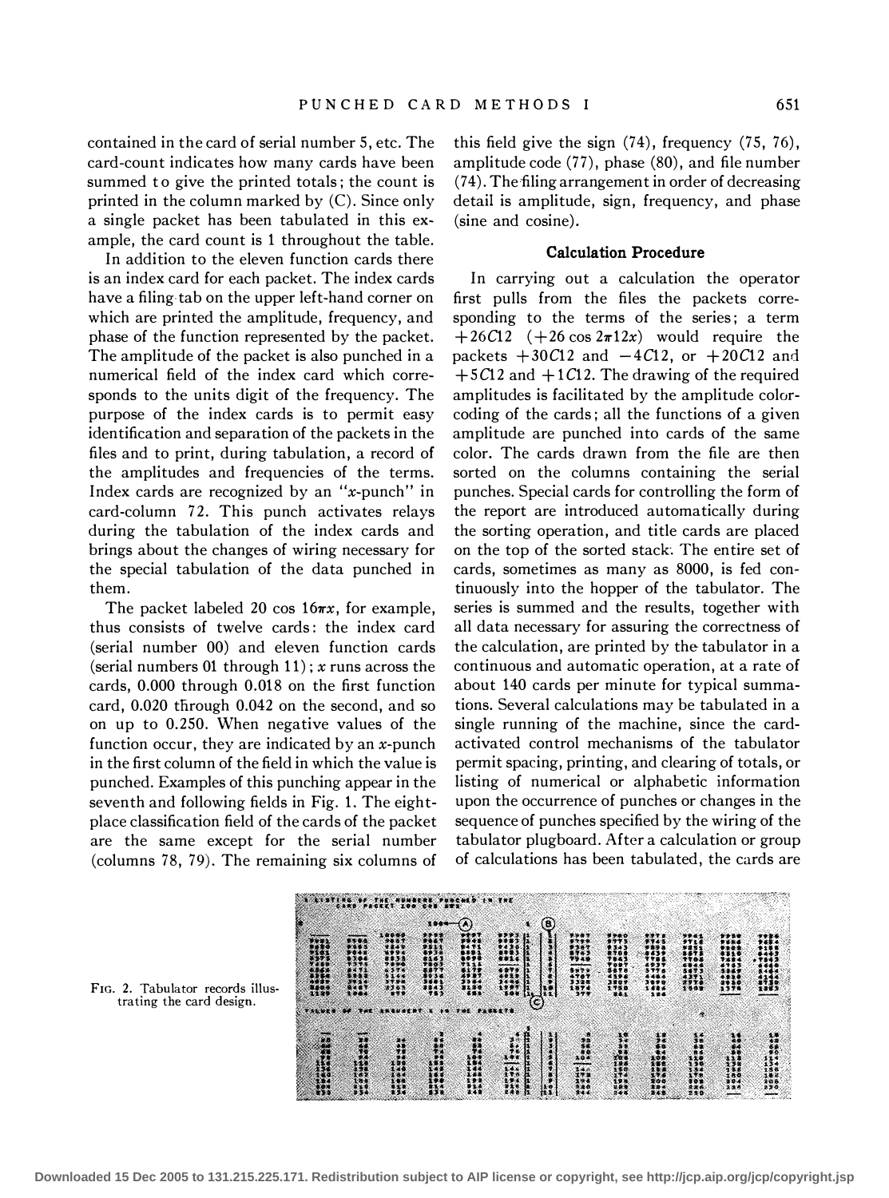contained in the card of serial number 5, etc. The card-count indicates how many cards have been summed to give the printed totals; the count is printed in the column marked by (C). Since only a single packet has been tabulated in this example, the card count is 1 throughout the table.

In addition to the eleven function cards there is an index card for each packet. The index cards have a filing tab on the upper left-hand corner on which are printed the amplitude, frequency, and phase of the function represented by the packet. The amplitude of the packet is also punched in a numerical field of the index card which corresponds to the units digit of the frequency. The purpose of the index cards is to permit easy identification and separation of the packets in the files and to print, during tabulation, a record of the amplitudes and frequencies of the terms. Index cards are recognized by an "$x$-punch" in card-column 72. This punch activates relays during the tabulation of the index cards and brings about the changes of wiring necessary for the special tabulation of the data punched in them.

The packet labeled 20 cos $16\pi x$, for example, thus consists of twelve cards: the index card (serial number 00) and eleven function cards (serial numbers 01 through 11); $x$ runs across the cards, 0.000 through 0.018 on the first function card, 0.020 through 0.042 on the second, and so on up to 0.250. When negative values of the function occur, they are indicated by an $x$-punch in the first column of the field in which the value is punched. Examples of this punching appear in the seventh and following fields in Fig. 1. The eight-place classification field of the cards of the packet are the same except for the serial number (columns 78, 79). The remaining six columns of this field give the sign (74), frequency (75, 76), amplitude code (77), phase (80), and file number (74). The filing arrangement in order of decreasing detail is amplitude, sign, frequency, and phase (sine and cosine).

### Calculation Procedure

In carrying out a calculation the operator first pulls from the files the packets corresponding to the terms of the series; a term $+26C12$ ($+26\cos 2\pi 12x$) would require the packets $+30C12$ and $-4C12$, or $+20C12$ and $+5C12$ and $+1C12$. The drawing of the required amplitudes is facilitated by the amplitude color-coding of the cards; all the functions of a given amplitude are punched into cards of the same color. The cards drawn from the file are then sorted on the columns containing the serial punches. Special cards for controlling the form of the report are introduced automatically during the sorting operation, and title cards are placed on the top of the sorted stack. The entire set of cards, sometimes as many as 8000, is fed continuously into the hopper of the tabulator. The series is summed and the results, together with all data necessary for assuring the correctness of the calculation, are printed by the tabulator in a continuous and automatic operation, at a rate of about 140 cards per minute for typical summations. Several calculations may be tabulated in a single running of the machine, since the card-activated control mechanisms of the tabulator permit spacing, printing, and clearing of totals, or listing of numerical or alphabetic information upon the occurrence of punches or changes in the sequence of punches specified by the wiring of the tabulator plugboard. After a calculation or group of calculations has been tabulated, the cards are

FIG. 2. Tabulator records illustrating the card design.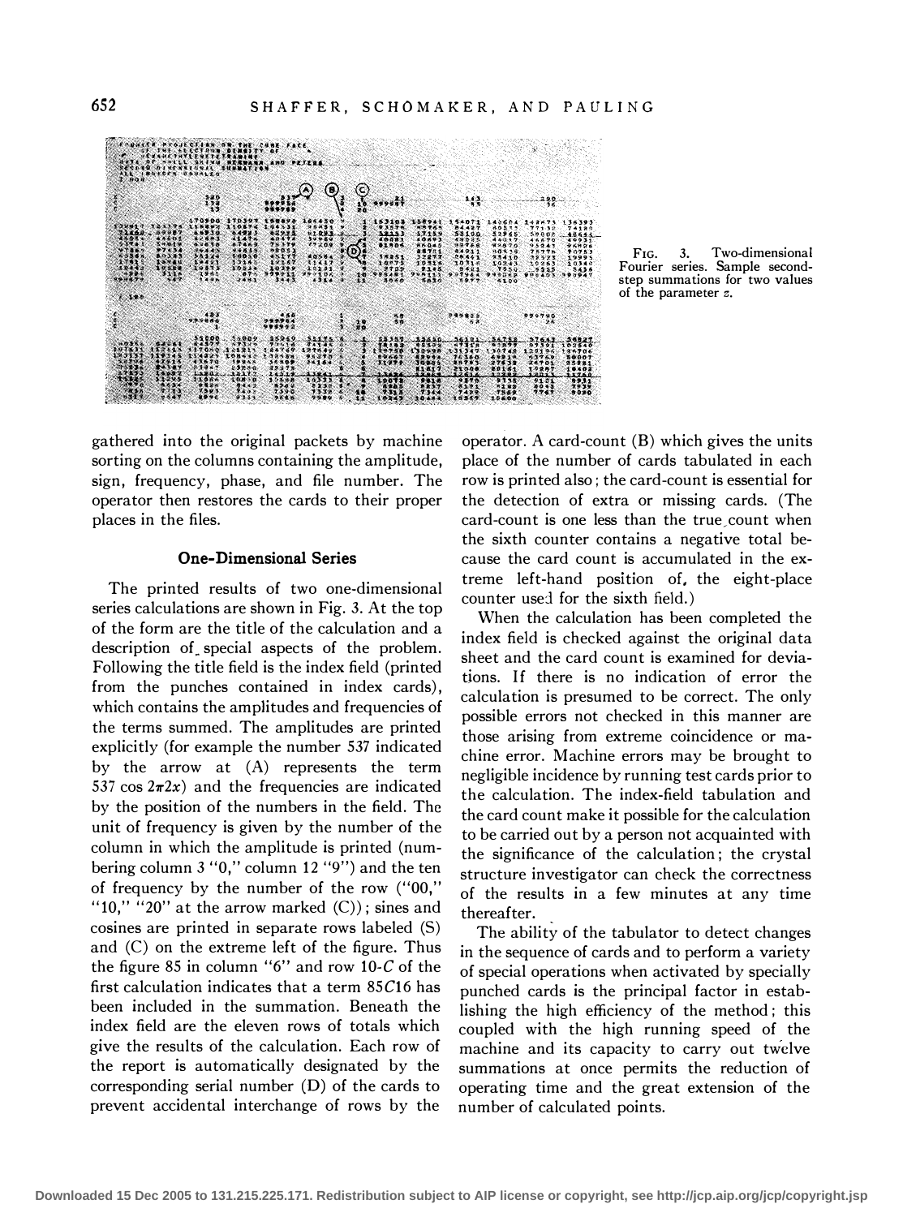FIG. 3. Two-dimensional Fourier series. Sample second-step summations for two values of the parameter $z$.

gathered into the original packets by machine sorting on the columns containing the amplitude, sign, frequency, phase, and file number. The operator then restores the cards to their proper places in the files.

## One-Dimensional Series

The printed results of two one-dimensional series calculations are shown in Fig. 3. At the top of the form are the title of the calculation and a description of special aspects of the problem. Following the title field is the index field (printed from the punches contained in index cards), which contains the amplitudes and frequencies of the terms summed. The amplitudes are printed explicitly (for example the number 537 indicated by the arrow at (A) represents the term 537 $\cos 2\pi 2x$) and the frequencies are indicated by the position of the numbers in the field. The unit of frequency is given by the number of the column in which the amplitude is printed (numbering column 3 "0," column 12 "9") and the ten of frequency by the number of the row ("00," "10," "20" at the arrow marked (C)); sines and cosines are printed in separate rows labeled (S) and (C) on the extreme left of the figure. Thus the figure 85 in column "6" and row 10-$C$ of the first calculation indicates that a term 85$C$16 has been included in the summation. Beneath the index field are the eleven rows of totals which give the results of the calculation. Each row of the report is automatically designated by the corresponding serial number (D) of the cards to prevent accidental interchange of rows by the operator. A card-count (B) which gives the units place of the number of cards tabulated in each row is printed also; the card-count is essential for the detection of extra or missing cards. (The card-count is one less than the true count when the sixth counter contains a negative total because the card count is accumulated in the extreme left-hand position of the eight-place counter used for the sixth field.)

When the calculation has been completed the index field is checked against the original data sheet and the card count is examined for deviations. If there is no indication of error the calculation is presumed to be correct. The only possible errors not checked in this manner are those arising from extreme coincidence or machine error. Machine errors may be brought to negligible incidence by running test cards prior to the calculation. The index-field tabulation and the card count make it possible for the calculation to be carried out by a person not acquainted with the significance of the calculation; the crystal structure investigator can check the correctness of the results in a few minutes at any time thereafter.

The ability of the tabulator to detect changes in the sequence of cards and to perform a variety of special operations when activated by specially punched cards is the principal factor in establishing the high efficiency of the method; this coupled with the high running speed of the machine and its capacity to carry out twelve summations at once permits the reduction of operating time and the great extension of the number of calculated points.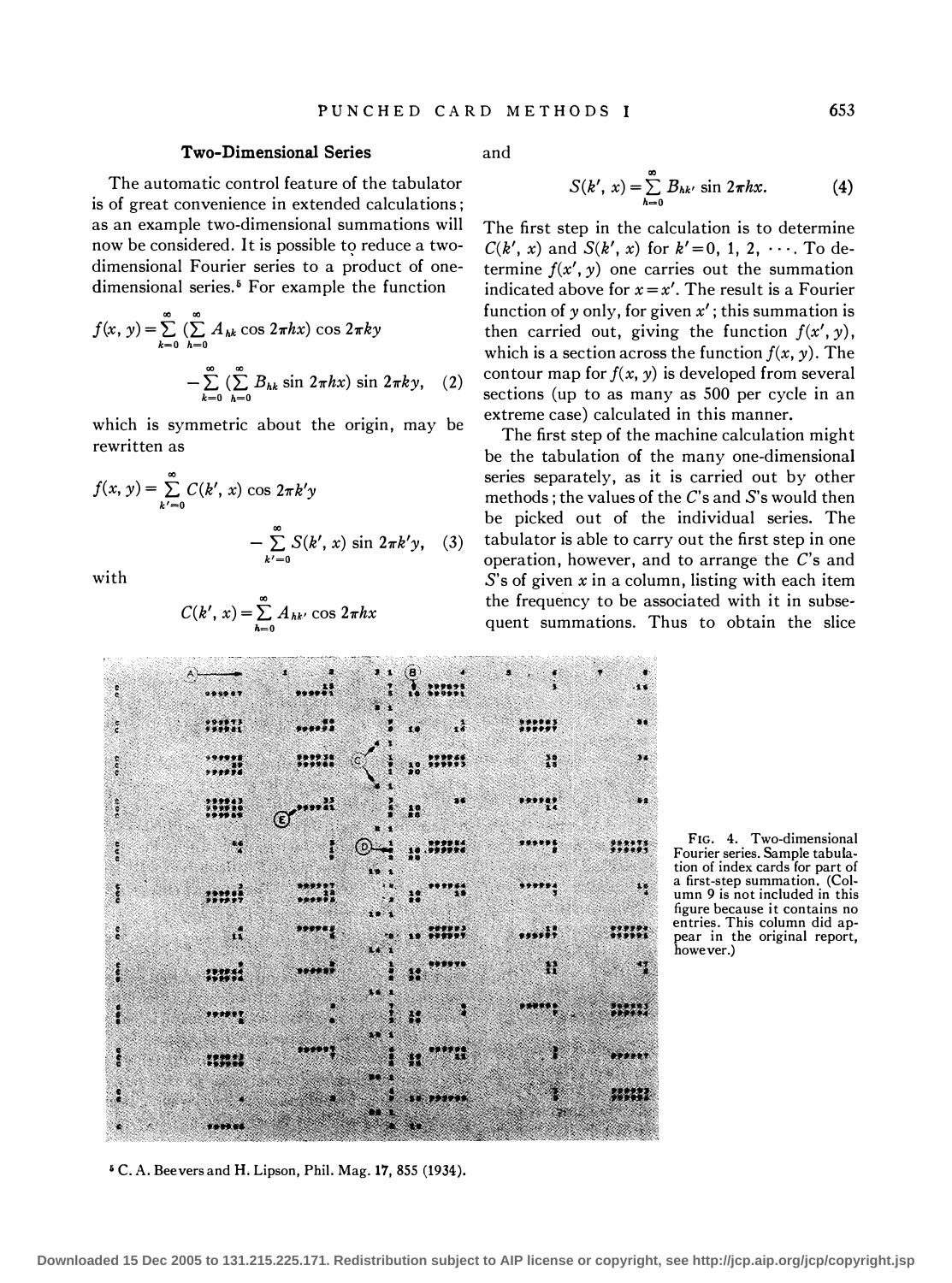## Two-Dimensional Series

The automatic control feature of the tabulator is of great convenience in extended calculations; as an example two-dimensional summations will now be considered. It is possible to reduce a two-dimensional Fourier series to a product of one-dimensional series.[5] For example the function

$$f(x, y)=\sum_{k=0}^{\infty}\left(\sum_{h=0}^{\infty} A_{hk}\cos 2\pi hx\right)\cos 2\pi ky - \sum_{k=0}^{\infty}\left(\sum_{h=0}^{\infty} B_{hk}\sin 2\pi hx\right)\sin 2\pi ky, \quad (2)$$

which is symmetric about the origin, may be rewritten as

$$f(x, y)=\sum_{k'=0}^{\infty} C(k', x)\cos 2\pi k'y - \sum_{k'=0}^{\infty} S(k', x)\sin 2\pi k'y, \quad (3)$$

with

$$C(k', x)=\sum_{h=0}^{\infty} A_{hk'}\cos 2\pi hx$$

and

$$S(k', x)=\sum_{h=0}^{\infty} B_{hk'}\sin 2\pi hx. \quad (4)$$

The first step in the calculation is to determine $C(k', x)$ and $S(k', x)$ for $k'=0, 1, 2, \cdots$. To determine $f(x', y)$ one carries out the summation indicated above for $x=x'$. The result is a Fourier function of $y$ only, for given $x'$; this summation is then carried out, giving the function $f(x', y)$, which is a section across the function $f(x, y)$. The contour map for $f(x, y)$ is developed from several sections (up to as many as 500 per cycle in an extreme case) calculated in this manner.

The first step of the machine calculation might be the tabulation of the many one-dimensional series separately, as it is carried out by other methods; the values of the $C$'s and $S$'s would then be picked out of the individual series. The tabulator is able to carry out the first step in one operation, however, and to arrange the $C$'s and $S$'s of given $x$ in a column, listing with each item the frequency to be associated with it in subsequent summations. Thus to obtain the slice

FIG. 4. Two-dimensional Fourier series. Sample tabulation of index cards for part of a first-step summation. (Column 9 is not included in this figure because it contains no entries. This column did appear in the original report, however.)

[5] C. A. Beevers and H. Lipson, Phil. Mag. **17**, 855 (1934).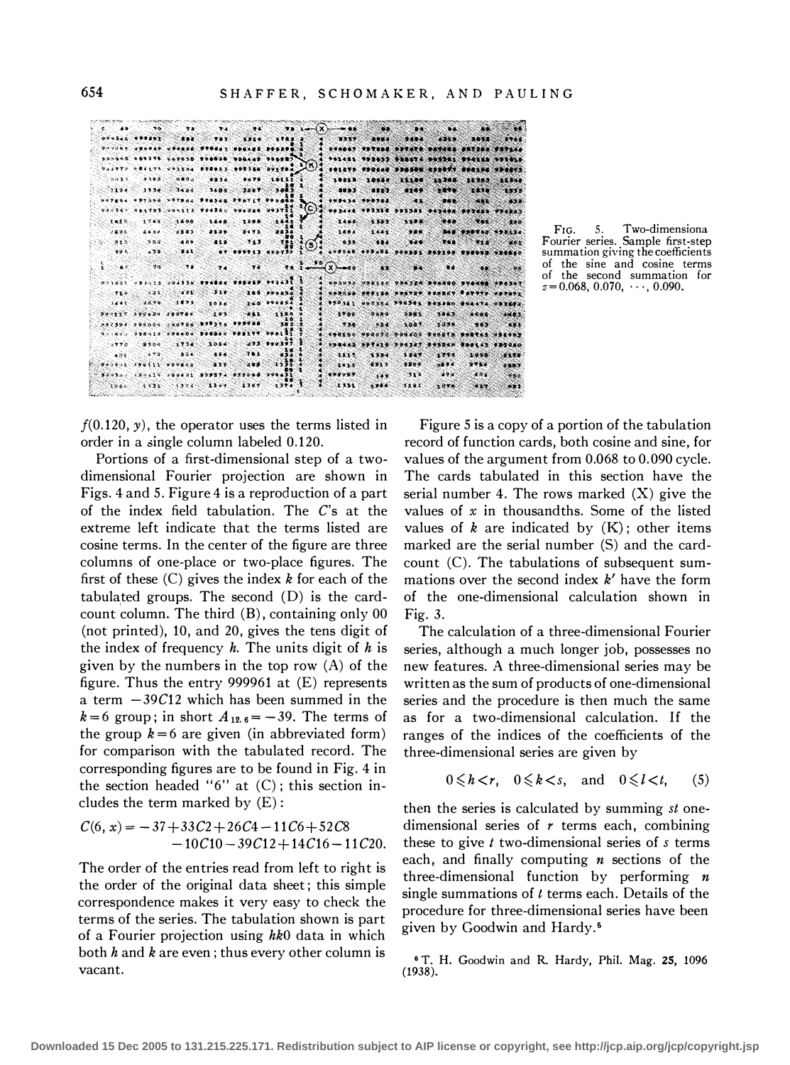FIG. 5. Two-dimensiona Fourier series. Sample first-step summation giving the coefficients of the sine and cosine terms of the second summation for $z = 0.068, 0.070, \cdots, 0.090$.

$f(0.120, y)$, the operator uses the terms listed in order in a single column labeled 0.120.

Portions of a first-dimensional step of a two-dimensional Fourier projection are shown in Figs. 4 and 5. Figure 4 is a reproduction of a part of the index field tabulation. The $C$'s at the extreme left indicate that the terms listed are cosine terms. In the center of the figure are three columns of one-place or two-place figures. The first of these (C) gives the index $k$ for each of the tabulated groups. The second (D) is the card-count column. The third (B), containing only 00 (not printed), 10, and 20, gives the tens digit of the index of frequency $h$. The units digit of $h$ is given by the numbers in the top row (A) of the figure. Thus the entry 999961 at (E) represents a term $-39C12$ which has been summed in the $k=6$ group; in short $A_{12,6}=-39$. The terms of the group $k=6$ are given (in abbreviated form) for comparison with the tabulated record. The corresponding figures are to be found in Fig. 4 in the section headed "6" at (C); this section includes the term marked by (E):

$$C(6, x) = -37+33C2+26C4-11C6+52C8 \\ -10C10-39C12+14C16-11C20.$$

The order of the entries read from left to right is the order of the original data sheet; this simple correspondence makes it very easy to check the terms of the series. The tabulation shown is part of a Fourier projection using $hk0$ data in which both $h$ and $k$ are even; thus every other column is vacant.

Figure 5 is a copy of a portion of the tabulation record of function cards, both cosine and sine, for values of the argument from 0.068 to 0.090 cycle. The cards tabulated in this section have the serial number 4. The rows marked (X) give the values of $x$ in thousandths. Some of the listed values of $k$ are indicated by (K); other items marked are the serial number (S) and the card-count (C). The tabulations of subsequent summations over the second index $k'$ have the form of the one-dimensional calculation shown in Fig. 3.

The calculation of a three-dimensional Fourier series, although a much longer job, possesses no new features. A three-dimensional series may be written as the sum of products of one-dimensional series and the procedure is then much the same as for a two-dimensional calculation. If the ranges of the indices of the coefficients of the three-dimensional series are given by

$$0 \leqslant h < r, \quad 0 \leqslant k < s, \quad \text{and} \quad 0 \leqslant l < t, \qquad (5)$$

then the series is calculated by summing $st$ one-dimensional series of $r$ terms each, combining these to give $t$ two-dimensional series of $s$ terms each, and finally computing $n$ sections of the three-dimensional function by performing $n$ single summations of $t$ terms each. Details of the procedure for three-dimensional series have been given by Goodwin and Hardy.[6]

[6] T. H. Goodwin and R. Hardy, Phil. Mag. **25**, 1096 (1938).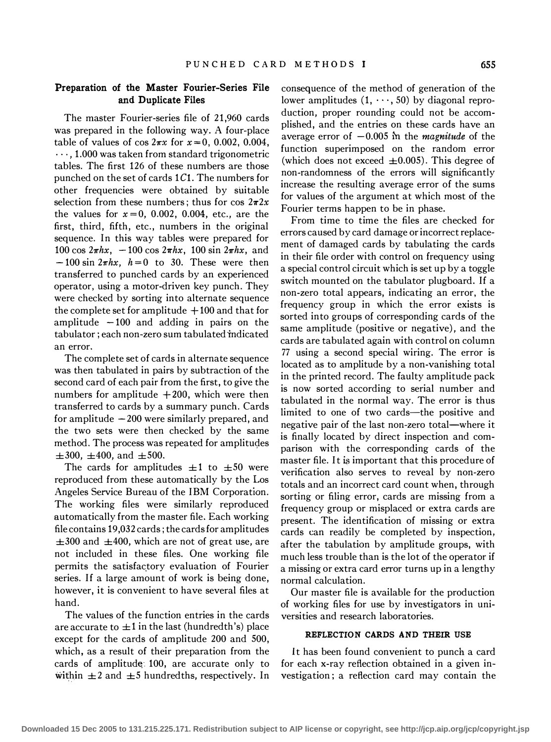### Preparation of the Master Fourier-Series File and Duplicate Files

The master Fourier-series file of 21,960 cards was prepared in the following way. A four-place table of values of $\cos 2\pi x$ for $x=0$, 0.002, 0.004, $\cdots$, 1.000 was taken from standard trigonometric tables. The first 126 of these numbers are those punched on the set of cards $1C1$. The numbers for other frequencies were obtained by suitable selection from these numbers; thus for $\cos 2\pi 2x$ the values for $x=0$, 0.002, 0.004, etc., are the first, third, fifth, etc., numbers in the original sequence. In this way tables were prepared for $100 \cos 2\pi hx$, $-100 \cos 2\pi hx$, $100 \sin 2\pi hx$, and $-100 \sin 2\pi hx$, $h=0$ to 30. These were then transferred to punched cards by an experienced operator, using a motor-driven key punch. They were checked by sorting into alternate sequence the complete set for amplitude $+100$ and that for amplitude $-100$ and adding in pairs on the tabulator; each non-zero sum tabulated indicated an error.

The complete set of cards in alternate sequence was then tabulated in pairs by subtraction of the second card of each pair from the first, to give the numbers for amplitude $+200$, which were then transferred to cards by a summary punch. Cards for amplitude $-200$ were similarly prepared, and the two sets were then checked by the same method. The process was repeated for amplitudes $\pm 300$, $\pm 400$, and $\pm 500$.

The cards for amplitudes $\pm 1$ to $\pm 50$ were reproduced from these automatically by the Los Angeles Service Bureau of the IBM Corporation. The working files were similarly reproduced automatically from the master file. Each working file contains 19,032 cards; the cards for amplitudes $\pm 300$ and $\pm 400$, which are not of great use, are not included in these files. One working file permits the satisfactory evaluation of Fourier series. If a large amount of work is being done, however, it is convenient to have several files at hand.

The values of the function entries in the cards are accurate to $\pm 1$ in the last (hundredth's) place except for the cards of amplitude 200 and 500, which, as a result of their preparation from the cards of amplitude 100, are accurate only to within $\pm 2$ and $\pm 5$ hundredths, respectively. In consequence of the method of generation of the lower amplitudes $(1, \cdots, 50)$ by diagonal reproduction, proper rounding could not be accomplished, and the entries on these cards have an average error of $-0.005$ in the *magnitude* of the function superimposed on the random error (which does not exceed $\pm 0.005$). This degree of non-randomness of the errors will significantly increase the resulting average error of the sums for values of the argument at which most of the Fourier terms happen to be in phase.

From time to time the files are checked for errors caused by card damage or incorrect replacement of damaged cards by tabulating the cards in their file order with control on frequency using a special control circuit which is set up by a toggle switch mounted on the tabulator plugboard. If a non-zero total appears, indicating an error, the frequency group in which the error exists is sorted into groups of corresponding cards of the same amplitude (positive or negative), and the cards are tabulated again with control on column 77 using a second special wiring. The error is located as to amplitude by a non-vanishing total in the printed record. The faulty amplitude pack is now sorted according to serial number and tabulated in the normal way. The error is thus limited to one of two cards—the positive and negative pair of the last non-zero total—where it is finally located by direct inspection and comparison with the corresponding cards of the master file. It is important that this procedure of verification also serves to reveal by non-zero totals and an incorrect card count when, through sorting or filing error, cards are missing from a frequency group or misplaced or extra cards are present. The identification of missing or extra cards can readily be completed by inspection, after the tabulation by amplitude groups, with much less trouble than is the lot of the operator if a missing or extra card error turns up in a lengthy normal calculation.

Our master file is available for the production of working files for use by investigators in universities and research laboratories.

#### REFLECTION CARDS AND THEIR USE

It has been found convenient to punch a card for each x-ray reflection obtained in a given investigation; a reflection card may contain the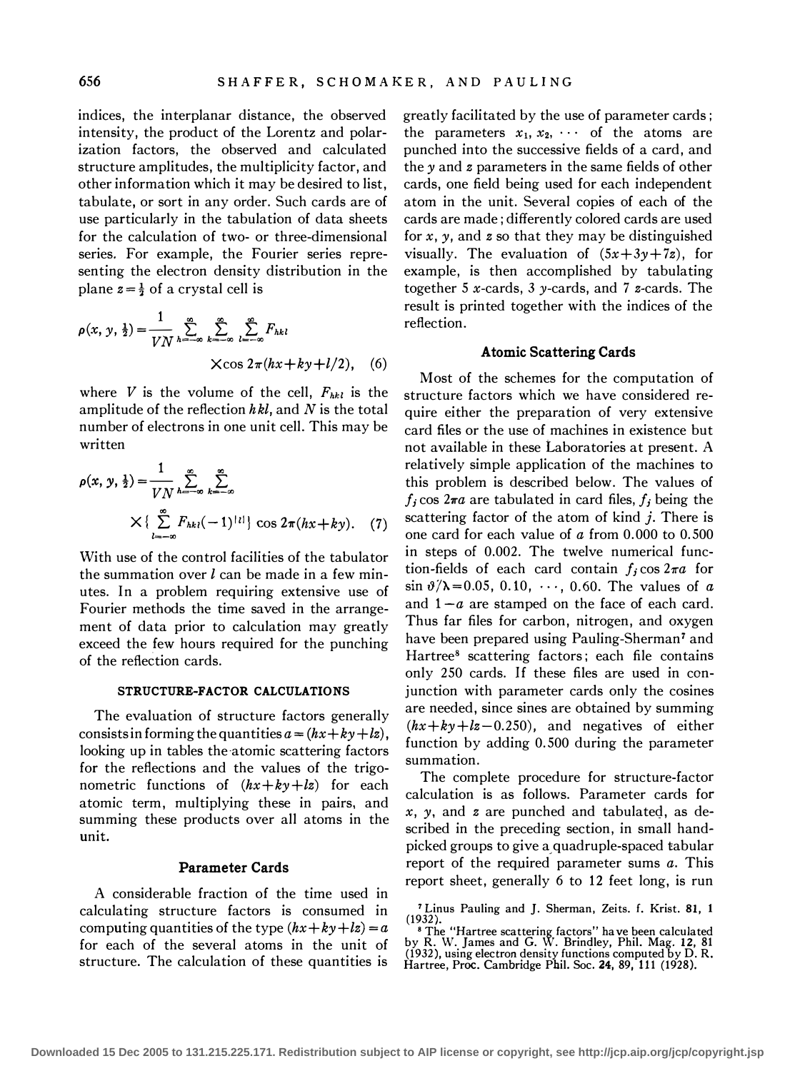indices, the interplanar distance, the observed intensity, the product of the Lorentz and polarization factors, the observed and calculated structure amplitudes, the multiplicity factor, and other information which it may be desired to list, tabulate, or sort in any order. Such cards are of use particularly in the tabulation of data sheets for the calculation of two- or three-dimensional series. For example, the Fourier series representing the electron density distribution in the plane $z=\frac{1}{2}$ of a crystal cell is

$$\rho(x, y, \tfrac{1}{2}) = \frac{1}{VN}\sum_{h=-\infty}^{\infty}\sum_{k=-\infty}^{\infty}\sum_{l=-\infty}^{\infty} F_{hkl} \times \cos 2\pi(hx+ky+l/2), \quad (6)$$

where $V$ is the volume of the cell, $F_{hkl}$ is the amplitude of the reflection $hkl$, and $N$ is the total number of electrons in one unit cell. This may be written

$$\rho(x, y, \tfrac{1}{2}) = \frac{1}{VN}\sum_{h=-\infty}^{\infty}\sum_{k=-\infty}^{\infty} \times \Big\{ \sum_{l=-\infty}^{\infty} F_{hkl}(-1)^{|l|} \Big\} \cos 2\pi(hx+ky). \quad (7)$$

With use of the control facilities of the tabulator the summation over $l$ can be made in a few minutes. In a problem requiring extensive use of Fourier methods the time saved in the arrangement of data prior to calculation may greatly exceed the few hours required for the punching of the reflection cards.

## STRUCTURE-FACTOR CALCULATIONS

The evaluation of structure factors generally consists in forming the quantities $a=(hx+ky+lz)$, looking up in tables the atomic scattering factors for the reflections and the values of the trigonometric functions of $(hx+ky+lz)$ for each atomic term, multiplying these in pairs, and summing these products over all atoms in the unit.

### Parameter Cards

A considerable fraction of the time used in calculating structure factors is consumed in computing quantities of the type $(hx+ky+lz)=a$ for each of the several atoms in the unit of structure. The calculation of these quantities is greatly facilitated by the use of parameter cards; the parameters $x_1, x_2, \cdots$ of the atoms are punched into the successive fields of a card, and the $y$ and $z$ parameters in the same fields of other cards, one field being used for each independent atom in the unit. Several copies of each of the cards are made; differently colored cards are used for $x$, $y$, and $z$ so that they may be distinguished visually. The evaluation of $(5x+3y+7z)$, for example, is then accomplished by tabulating together 5 $x$-cards, 3 $y$-cards, and 7 $z$-cards. The result is printed together with the indices of the reflection.

### Atomic Scattering Cards

Most of the schemes for the computation of structure factors which we have considered require either the preparation of very extensive card files or the use of machines in existence but not available in these Laboratories at present. A relatively simple application of the machines to this problem is described below. The values of $f_j \cos 2\pi a$ are tabulated in card files, $f_j$ being the scattering factor of the atom of kind $j$. There is one card for each value of $a$ from 0.000 to 0.500 in steps of 0.002. The twelve numerical function-fields of each card contain $f_j \cos 2\pi a$ for $\sin\vartheta/\lambda = 0.05, 0.10, \cdots, 0.60$. The values of $a$ and $1-a$ are stamped on the face of each card. Thus far files for carbon, nitrogen, and oxygen have been prepared using Pauling-Sherman[7] and Hartree[8] scattering factors; each file contains only 250 cards. If these files are used in conjunction with parameter cards only the cosines are needed, since sines are obtained by summing $(hx+ky+lz-0.250)$, and negatives of either function by adding 0.500 during the parameter summation.

The complete procedure for structure-factor calculation is as follows. Parameter cards for $x$, $y$, and $z$ are punched and tabulated, as described in the preceding section, in small hand-picked groups to give a quadruple-spaced tabular report of the required parameter sums $a$. This report sheet, generally 6 to 12 feet long, is run

[7] Linus Pauling and J. Sherman, Zeits. f. Krist. **81**, 1 (1932).

[8] The "Hartree scattering factors" have been calculated by R. W. James and G. W. Brindley, Phil. Mag. **12**, 81 (1932), using electron density functions computed by D. R. Hartree, Proc. Cambridge Phil. Soc. **24**, 89, 111 (1928).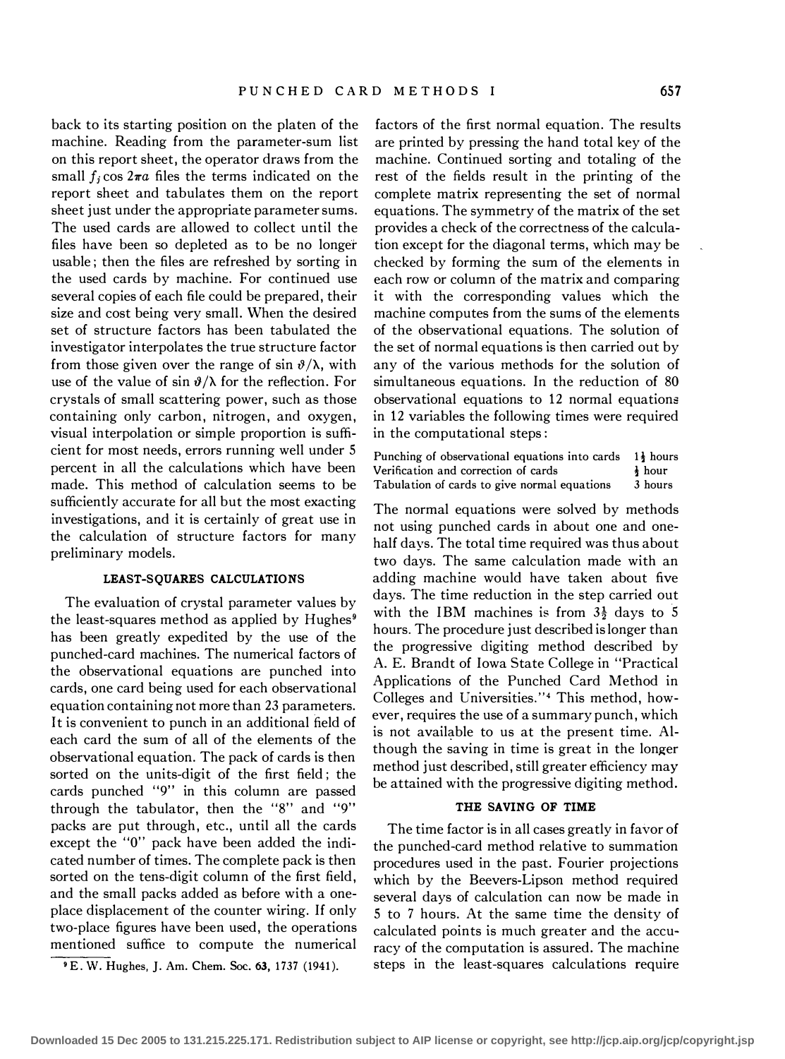back to its starting position on the platen of the machine. Reading from the parameter-sum list on this report sheet, the operator draws from the small $f_j \cos 2\pi a$ files the terms indicated on the report sheet and tabulates them on the report sheet just under the appropriate parameter sums. The used cards are allowed to collect until the files have been so depleted as to be no longer usable; then the files are refreshed by sorting in the used cards by machine. For continued use several copies of each file could be prepared, their size and cost being very small. When the desired set of structure factors has been tabulated the investigator interpolates the true structure factor from those given over the range of $\sin \vartheta/\lambda$, with use of the value of $\sin \vartheta/\lambda$ for the reflection. For crystals of small scattering power, such as those containing only carbon, nitrogen, and oxygen, visual interpolation or simple proportion is sufficient for most needs, errors running well under 5 percent in all the calculations which have been made. This method of calculation seems to be sufficiently accurate for all but the most exacting investigations, and it is certainly of great use in the calculation of structure factors for many preliminary models.

### LEAST-SQUARES CALCULATIONS

The evaluation of crystal parameter values by the least-squares method as applied by Hughes[9] has been greatly expedited by the use of the punched-card machines. The numerical factors of the observational equations are punched into cards, one card being used for each observational equation containing not more than 23 parameters. It is convenient to punch in an additional field of each card the sum of all of the elements of the observational equation. The pack of cards is then sorted on the units-digit of the first field; the cards punched "9" in this column are passed through the tabulator, then the "8" and "9" packs are put through, etc., until all the cards except the "0" pack have been added the indicated number of times. The complete pack is then sorted on the tens-digit column of the first field, and the small packs added as before with a one-place displacement of the counter wiring. If only two-place figures have been used, the operations mentioned suffice to compute the numerical factors of the first normal equation. The results are printed by pressing the hand total key of the machine. Continued sorting and totaling of the rest of the fields result in the printing of the complete matrix representing the set of normal equations. The symmetry of the matrix of the set provides a check of the correctness of the calculation except for the diagonal terms, which may be checked by forming the sum of the elements in each row or column of the matrix and comparing it with the corresponding values which the machine computes from the sums of the elements of the observational equations. The solution of the set of normal equations is then carried out by any of the various methods for the solution of simultaneous equations. In the reduction of 80 observational equations to 12 normal equations in 12 variables the following times were required in the computational steps:

| | |
|---|---|
| Punching of observational equations into cards | $1\frac{1}{2}$ hours |
| Verification and correction of cards | $\frac{1}{2}$ hour |
| Tabulation of cards to give normal equations | 3 hours |

The normal equations were solved by methods not using punched cards in about one and one-half days. The total time required was thus about two days. The same calculation made with an adding machine would have taken about five days. The time reduction in the step carried out with the IBM machines is from $3\frac{1}{2}$ days to 5 hours. The procedure just described is longer than the progressive digiting method described by A. E. Brandt of Iowa State College in "Practical Applications of the Punched Card Method in Colleges and Universities."[4] This method, however, requires the use of a summary punch, which is not available to us at the present time. Although the saving in time is great in the longer method just described, still greater efficiency may be attained with the progressive digiting method.

### THE SAVING OF TIME

The time factor is in all cases greatly in favor of the punched-card method relative to summation procedures used in the past. Fourier projections which by the Beevers-Lipson method required several days of calculation can now be made in 5 to 7 hours. At the same time the density of calculated points is much greater and the accuracy of the computation is assured. The machine steps in the least-squares calculations require

[9] E. W. Hughes, J. Am. Chem. Soc. 63, 1737 (1941).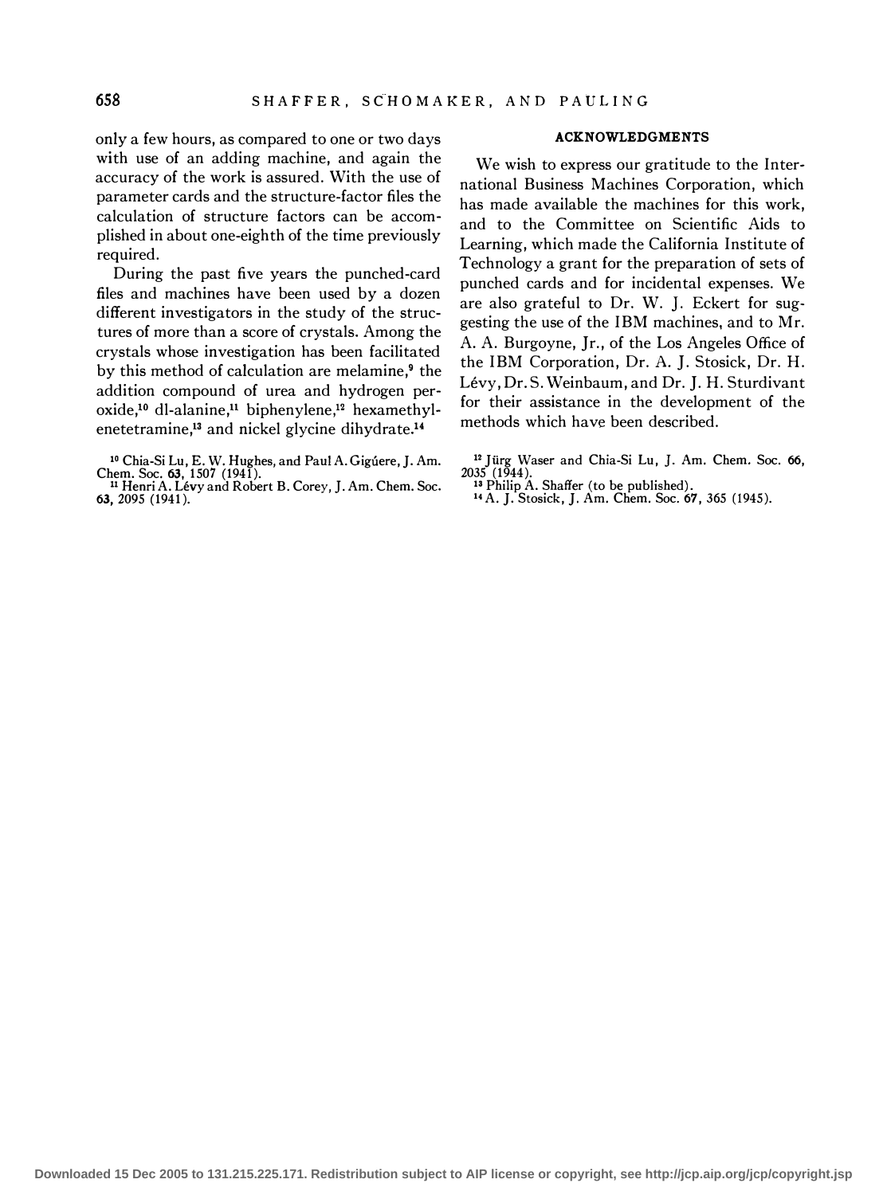only a few hours, as compared to one or two days with use of an adding machine, and again the accuracy of the work is assured. With the use of parameter cards and the structure-factor files the calculation of structure factors can be accomplished in about one-eighth of the time previously required.

During the past five years the punched-card files and machines have been used by a dozen different investigators in the study of the structures of more than a score of crystals. Among the crystals whose investigation has been facilitated by this method of calculation are melamine,[9] the addition compound of urea and hydrogen peroxide,[10] dl-alanine,[11] biphenylene,[12] hexamethylenetetramine,[13] and nickel glycine dihydrate.[14]

[10] Chia-Si Lu, E. W. Hughes, and Paul A. Gigúere, J. Am. Chem. Soc. **63**, 1507 (1941).

[11] Henri A. Lévy and Robert B. Corey, J. Am. Chem. Soc. **63**, 2095 (1941).

## ACKNOWLEDGMENTS

We wish to express our gratitude to the International Business Machines Corporation, which has made available the machines for this work, and to the Committee on Scientific Aids to Learning, which made the California Institute of Technology a grant for the preparation of sets of punched cards and for incidental expenses. We are also grateful to Dr. W. J. Eckert for suggesting the use of the IBM machines, and to Mr. A. A. Burgoyne, Jr., of the Los Angeles Office of the IBM Corporation, Dr. A. J. Stosick, Dr. H. Lévy, Dr. S. Weinbaum, and Dr. J. H. Sturdivant for their assistance in the development of the methods which have been described.

[12] Jürg Waser and Chia-Si Lu, J. Am. Chem. Soc. **66**, 2035 (1944).

[13] Philip A. Shaffer (to be published).

[14] A. J. Stosick, J. Am. Chem. Soc. **67**, 365 (1945).